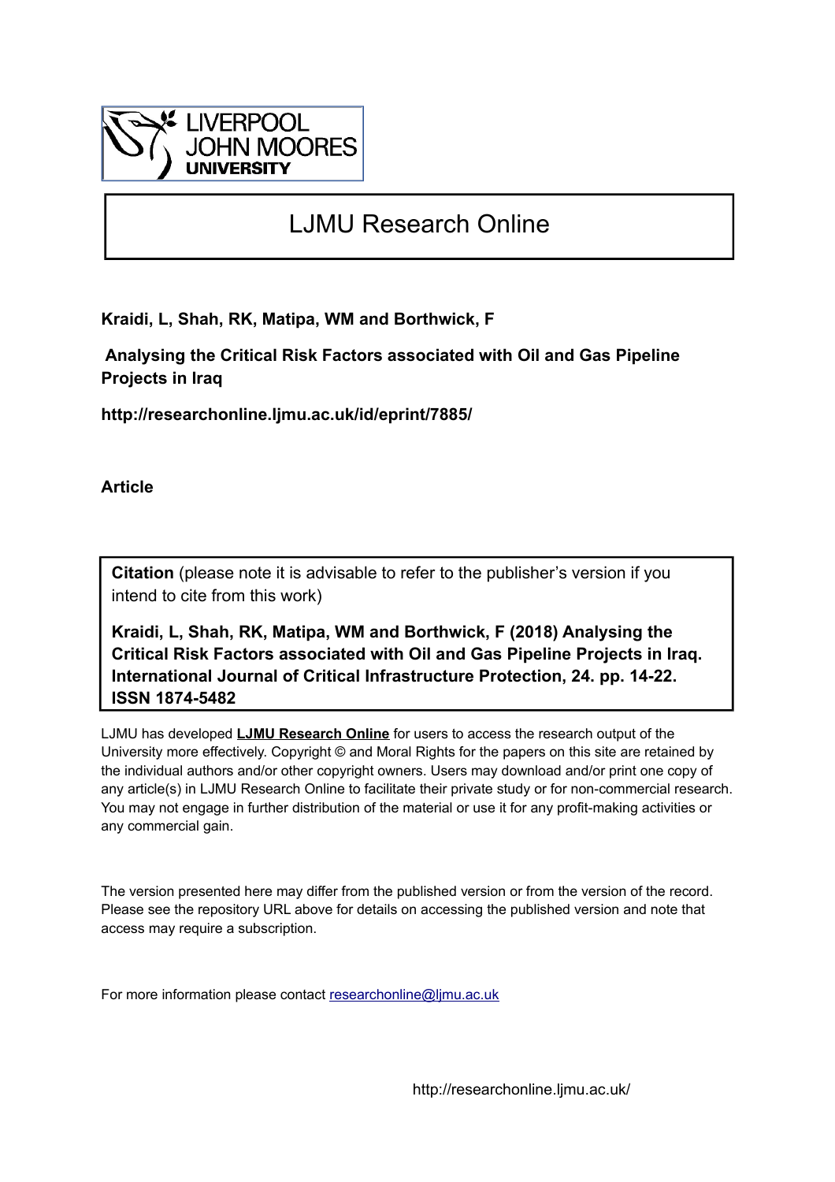LIVERPOOL JOHN MOORES UNIVERSITY

# LJMU Research Online

**Kraidi, L, Shah, RK, Matipa, WM and Borthwick, F**

**Analysing the Critical Risk Factors associated with Oil and Gas Pipeline Projects in Iraq**

**http://researchonline.ljmu.ac.uk/id/eprint/7885/**

**Article**

**Citation** (please note it is advisable to refer to the publisher's version if you intend to cite from this work)

**Kraidi, L, Shah, RK, Matipa, WM and Borthwick, F (2018) Analysing the Critical Risk Factors associated with Oil and Gas Pipeline Projects in Iraq. International Journal of Critical Infrastructure Protection, 24. pp. 14-22. ISSN 1874-5482**

LJMU has developed **LJMU Research Online** for users to access the research output of the University more effectively. Copyright © and Moral Rights for the papers on this site are retained by the individual authors and/or other copyright owners. Users may download and/or print one copy of any article(s) in LJMU Research Online to facilitate their private study or for non-commercial research. You may not engage in further distribution of the material or use it for any profit-making activities or any commercial gain.

The version presented here may differ from the published version or from the version of the record. Please see the repository URL above for details on accessing the published version and note that access may require a subscription.

For more information please contact researchonline@ljmu.ac.uk

http://researchonline.ljmu.ac.uk/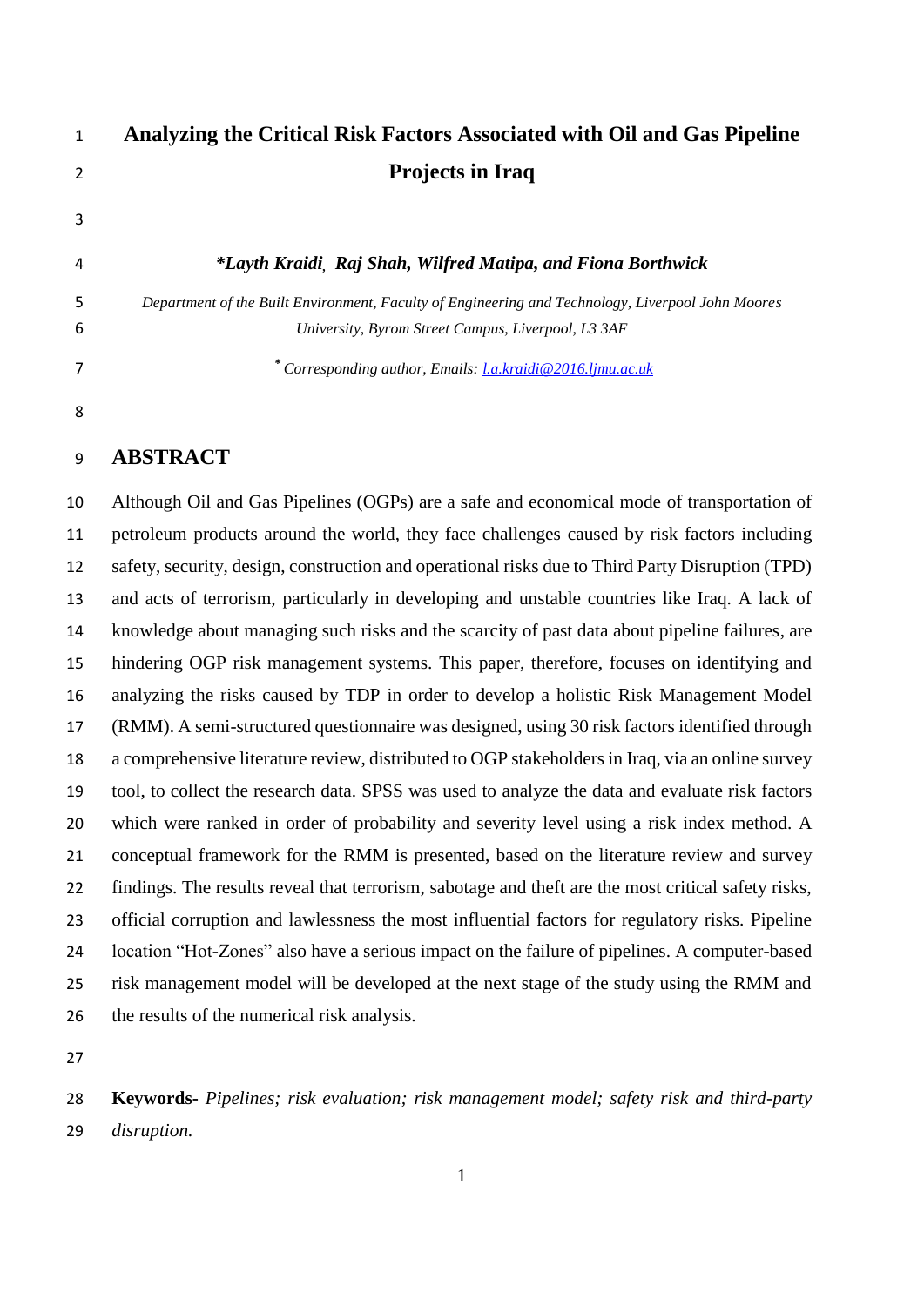# Analyzing the Critical Risk Factors Associated with Oil and Gas Pipeline Projects in Iraq

***Layth Kraidi, Raj Shah, Wilfred Matipa, and Fiona Borthwick***

*Department of the Built Environment, Faculty of Engineering and Technology, Liverpool John Moores University, Byrom Street Campus, Liverpool, L3 3AF*

[*] *Corresponding author, Emails: l.a.kraidi@2016.ljmu.ac.uk*

## ABSTRACT

Although Oil and Gas Pipelines (OGPs) are a safe and economical mode of transportation of petroleum products around the world, they face challenges caused by risk factors including safety, security, design, construction and operational risks due to Third Party Disruption (TPD) and acts of terrorism, particularly in developing and unstable countries like Iraq. A lack of knowledge about managing such risks and the scarcity of past data about pipeline failures, are hindering OGP risk management systems. This paper, therefore, focuses on identifying and analyzing the risks caused by TDP in order to develop a holistic Risk Management Model (RMM). A semi-structured questionnaire was designed, using 30 risk factors identified through a comprehensive literature review, distributed to OGP stakeholders in Iraq, via an online survey tool, to collect the research data. SPSS was used to analyze the data and evaluate risk factors which were ranked in order of probability and severity level using a risk index method. A conceptual framework for the RMM is presented, based on the literature review and survey findings. The results reveal that terrorism, sabotage and theft are the most critical safety risks, official corruption and lawlessness the most influential factors for regulatory risks. Pipeline location "Hot-Zones" also have a serious impact on the failure of pipelines. A computer-based risk management model will be developed at the next stage of the study using the RMM and the results of the numerical risk analysis.

**Keywords-** *Pipelines; risk evaluation; risk management model; safety risk and third-party disruption.*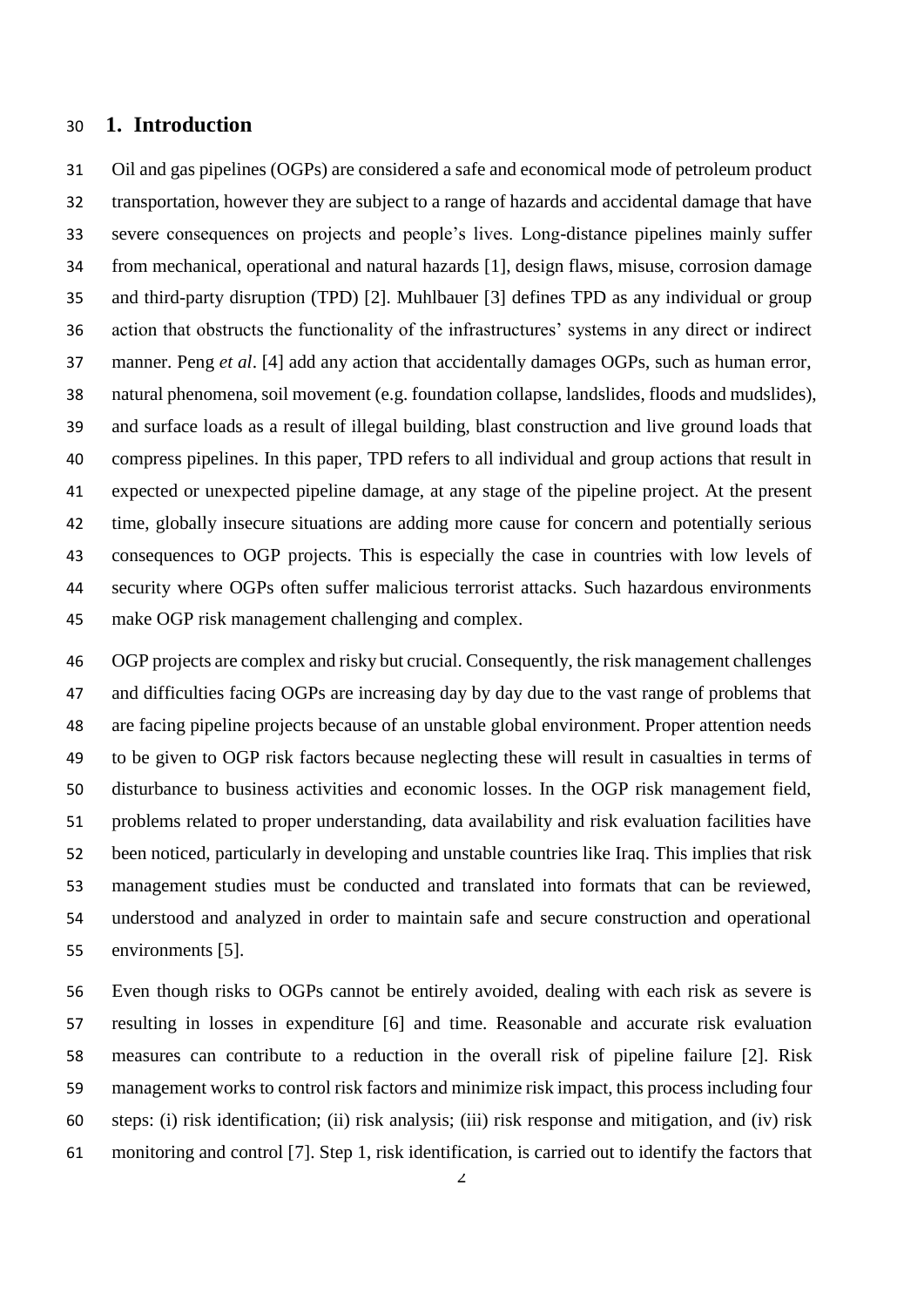# 1. Introduction

Oil and gas pipelines (OGPs) are considered a safe and economical mode of petroleum product transportation, however they are subject to a range of hazards and accidental damage that have severe consequences on projects and people's lives. Long-distance pipelines mainly suffer from mechanical, operational and natural hazards [1], design flaws, misuse, corrosion damage and third-party disruption (TPD) [2]. Muhlbauer [3] defines TPD as any individual or group action that obstructs the functionality of the infrastructures' systems in any direct or indirect manner. Peng *et al*. [4] add any action that accidentally damages OGPs, such as human error, natural phenomena, soil movement (e.g. foundation collapse, landslides, floods and mudslides), and surface loads as a result of illegal building, blast construction and live ground loads that compress pipelines. In this paper, TPD refers to all individual and group actions that result in expected or unexpected pipeline damage, at any stage of the pipeline project. At the present time, globally insecure situations are adding more cause for concern and potentially serious consequences to OGP projects. This is especially the case in countries with low levels of security where OGPs often suffer malicious terrorist attacks. Such hazardous environments make OGP risk management challenging and complex.

OGP projects are complex and risky but crucial. Consequently, the risk management challenges and difficulties facing OGPs are increasing day by day due to the vast range of problems that are facing pipeline projects because of an unstable global environment. Proper attention needs to be given to OGP risk factors because neglecting these will result in casualties in terms of disturbance to business activities and economic losses. In the OGP risk management field, problems related to proper understanding, data availability and risk evaluation facilities have been noticed, particularly in developing and unstable countries like Iraq. This implies that risk management studies must be conducted and translated into formats that can be reviewed, understood and analyzed in order to maintain safe and secure construction and operational environments [5].

Even though risks to OGPs cannot be entirely avoided, dealing with each risk as severe is resulting in losses in expenditure [6] and time. Reasonable and accurate risk evaluation measures can contribute to a reduction in the overall risk of pipeline failure [2]. Risk management works to control risk factors and minimize risk impact, this process including four steps: (i) risk identification; (ii) risk analysis; (iii) risk response and mitigation, and (iv) risk monitoring and control [7]. Step 1, risk identification, is carried out to identify the factors that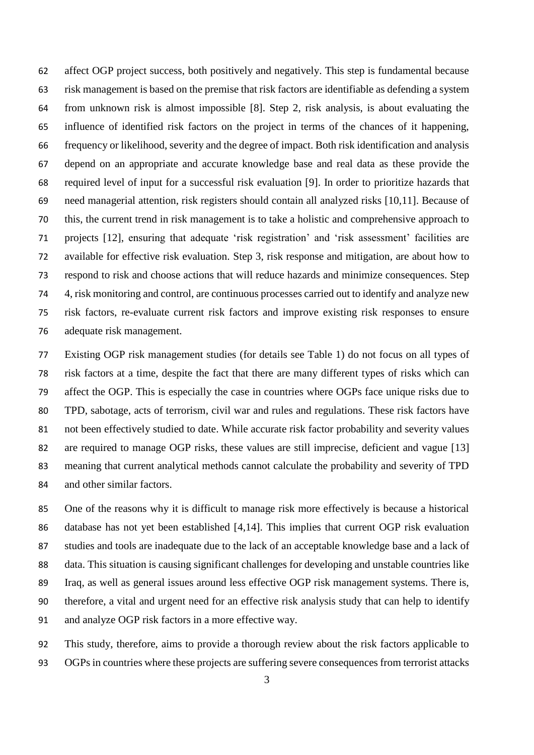affect OGP project success, both positively and negatively. This step is fundamental because risk management is based on the premise that risk factors are identifiable as defending a system from unknown risk is almost impossible [8]. Step 2, risk analysis, is about evaluating the influence of identified risk factors on the project in terms of the chances of it happening, frequency or likelihood, severity and the degree of impact. Both risk identification and analysis depend on an appropriate and accurate knowledge base and real data as these provide the required level of input for a successful risk evaluation [9]. In order to prioritize hazards that need managerial attention, risk registers should contain all analyzed risks [10,11]. Because of this, the current trend in risk management is to take a holistic and comprehensive approach to projects [12], ensuring that adequate 'risk registration' and 'risk assessment' facilities are available for effective risk evaluation. Step 3, risk response and mitigation, are about how to respond to risk and choose actions that will reduce hazards and minimize consequences. Step 4, risk monitoring and control, are continuous processes carried out to identify and analyze new risk factors, re-evaluate current risk factors and improve existing risk responses to ensure adequate risk management.

Existing OGP risk management studies (for details see Table 1) do not focus on all types of risk factors at a time, despite the fact that there are many different types of risks which can affect the OGP. This is especially the case in countries where OGPs face unique risks due to TPD, sabotage, acts of terrorism, civil war and rules and regulations. These risk factors have not been effectively studied to date. While accurate risk factor probability and severity values are required to manage OGP risks, these values are still imprecise, deficient and vague [13] meaning that current analytical methods cannot calculate the probability and severity of TPD and other similar factors.

One of the reasons why it is difficult to manage risk more effectively is because a historical database has not yet been established [4,14]. This implies that current OGP risk evaluation studies and tools are inadequate due to the lack of an acceptable knowledge base and a lack of data. This situation is causing significant challenges for developing and unstable countries like Iraq, as well as general issues around less effective OGP risk management systems. There is, therefore, a vital and urgent need for an effective risk analysis study that can help to identify and analyze OGP risk factors in a more effective way.

This study, therefore, aims to provide a thorough review about the risk factors applicable to OGPs in countries where these projects are suffering severe consequences from terrorist attacks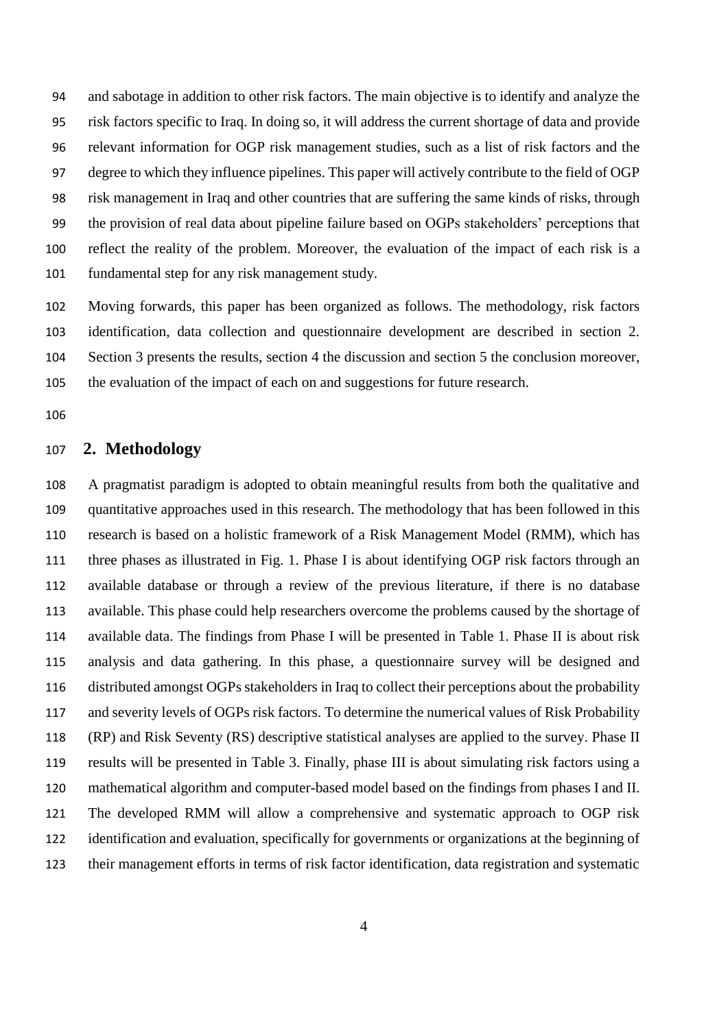and sabotage in addition to other risk factors. The main objective is to identify and analyze the risk factors specific to Iraq. In doing so, it will address the current shortage of data and provide relevant information for OGP risk management studies, such as a list of risk factors and the degree to which they influence pipelines. This paper will actively contribute to the field of OGP risk management in Iraq and other countries that are suffering the same kinds of risks, through the provision of real data about pipeline failure based on OGPs stakeholders' perceptions that reflect the reality of the problem. Moreover, the evaluation of the impact of each risk is a fundamental step for any risk management study.

Moving forwards, this paper has been organized as follows. The methodology, risk factors identification, data collection and questionnaire development are described in section 2. Section 3 presents the results, section 4 the discussion and section 5 the conclusion moreover, the evaluation of the impact of each on and suggestions for future research.

## 2. Methodology

A pragmatist paradigm is adopted to obtain meaningful results from both the qualitative and quantitative approaches used in this research. The methodology that has been followed in this research is based on a holistic framework of a Risk Management Model (RMM), which has three phases as illustrated in Fig. 1. Phase I is about identifying OGP risk factors through an available database or through a review of the previous literature, if there is no database available. This phase could help researchers overcome the problems caused by the shortage of available data. The findings from Phase I will be presented in Table 1. Phase II is about risk analysis and data gathering. In this phase, a questionnaire survey will be designed and distributed amongst OGPs stakeholders in Iraq to collect their perceptions about the probability and severity levels of OGPs risk factors. To determine the numerical values of Risk Probability (RP) and Risk Seventy (RS) descriptive statistical analyses are applied to the survey. Phase II results will be presented in Table 3. Finally, phase III is about simulating risk factors using a mathematical algorithm and computer-based model based on the findings from phases I and II. The developed RMM will allow a comprehensive and systematic approach to OGP risk identification and evaluation, specifically for governments or organizations at the beginning of their management efforts in terms of risk factor identification, data registration and systematic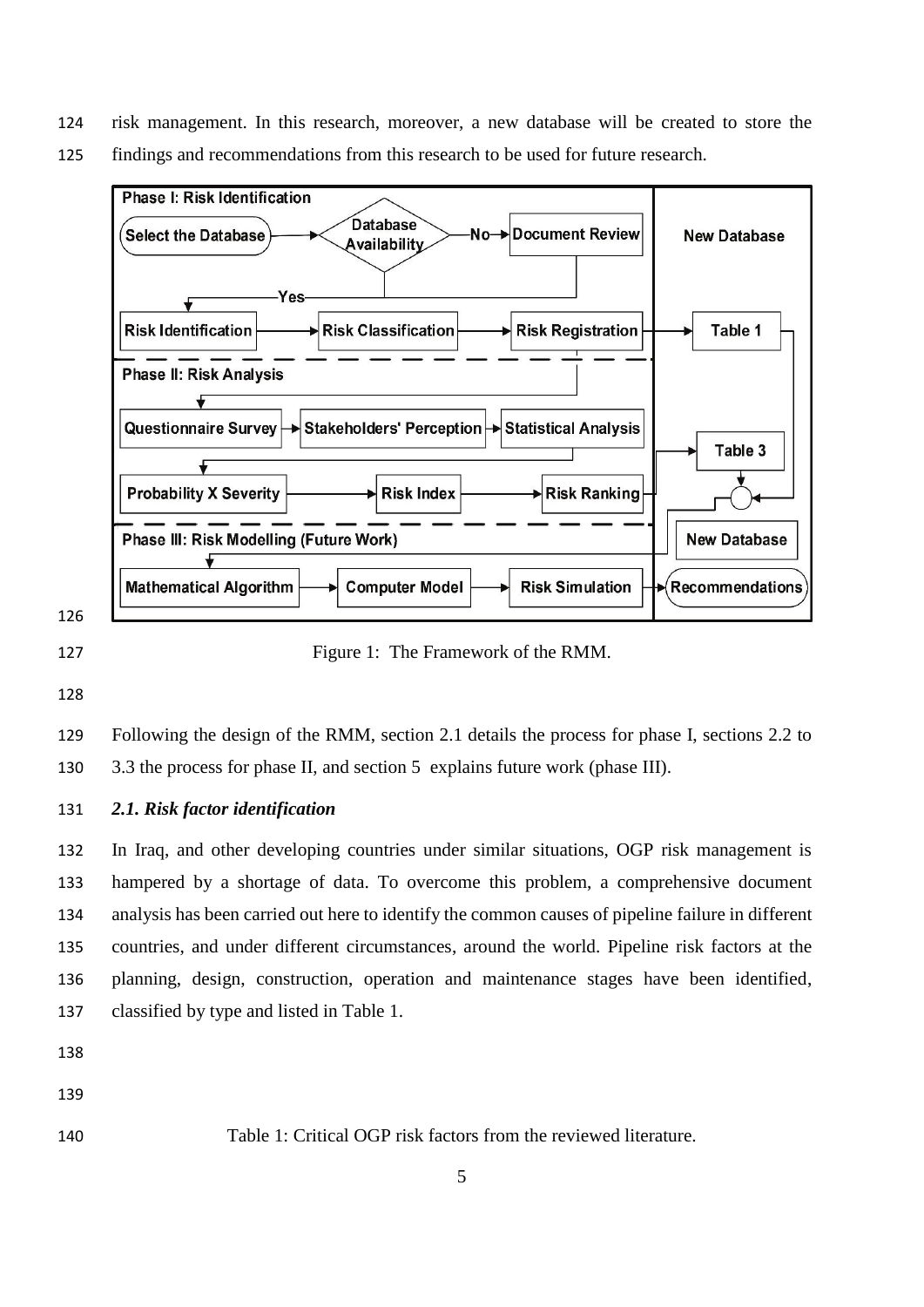risk management. In this research, moreover, a new database will be created to store the findings and recommendations from this research to be used for future research.

Figure 1: The Framework of the RMM.

Following the design of the RMM, section 2.1 details the process for phase I, sections 2.2 to 3.3 the process for phase II, and section 5 explains future work (phase III).

### *2.1. Risk factor identification*

In Iraq, and other developing countries under similar situations, OGP risk management is hampered by a shortage of data. To overcome this problem, a comprehensive document analysis has been carried out here to identify the common causes of pipeline failure in different countries, and under different circumstances, around the world. Pipeline risk factors at the planning, design, construction, operation and maintenance stages have been identified, classified by type and listed in Table 1.

Table 1: Critical OGP risk factors from the reviewed literature.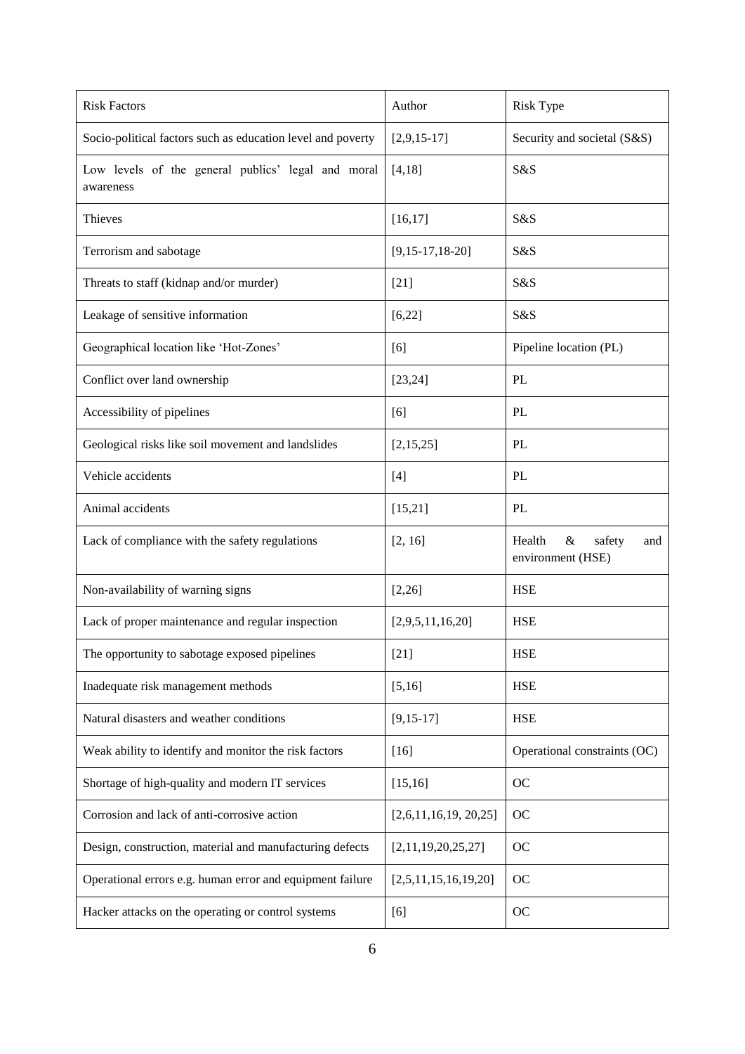| Risk Factors | Author | Risk Type |
| --- | --- | --- |
| Socio-political factors such as education level and poverty | [2,9,15-17] | Security and societal (S&S) |
| Low levels of the general publics' legal and moral awareness | [4,18] | S&S |
| Thieves | [16,17] | S&S |
| Terrorism and sabotage | [9,15-17,18-20] | S&S |
| Threats to staff (kidnap and/or murder) | [21] | S&S |
| Leakage of sensitive information | [6,22] | S&S |
| Geographical location like 'Hot-Zones' | [6] | Pipeline location (PL) |
| Conflict over land ownership | [23,24] | PL |
| Accessibility of pipelines | [6] | PL |
| Geological risks like soil movement and landslides | [2,15,25] | PL |
| Vehicle accidents | [4] | PL |
| Animal accidents | [15,21] | PL |
| Lack of compliance with the safety regulations | [2, 16] | Health & safety and environment (HSE) |
| Non-availability of warning signs | [2,26] | HSE |
| Lack of proper maintenance and regular inspection | [2,9,5,11,16,20] | HSE |
| The opportunity to sabotage exposed pipelines | [21] | HSE |
| Inadequate risk management methods | [5,16] | HSE |
| Natural disasters and weather conditions | [9,15-17] | HSE |
| Weak ability to identify and monitor the risk factors | [16] | Operational constraints (OC) |
| Shortage of high-quality and modern IT services | [15,16] | OC |
| Corrosion and lack of anti-corrosive action | [2,6,11,16,19, 20,25] | OC |
| Design, construction, material and manufacturing defects | [2,11,19,20,25,27] | OC |
| Operational errors e.g. human error and equipment failure | [2,5,11,15,16,19,20] | OC |
| Hacker attacks on the operating or control systems | [6] | OC |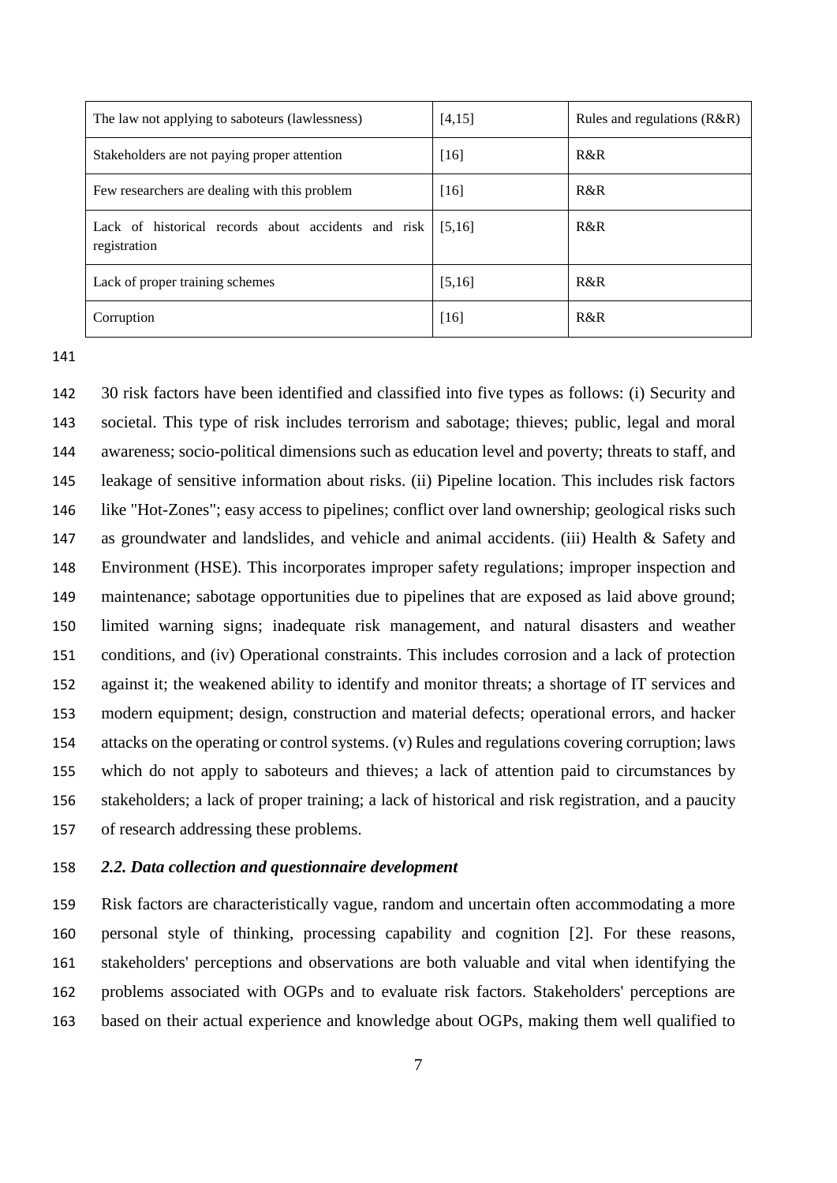| The law not applying to saboteurs (lawlessness) | [4,15] | Rules and regulations (R&R) |
|---|---|---|
| Stakeholders are not paying proper attention | [16] | R&R |
| Few researchers are dealing with this problem | [16] | R&R |
| Lack of historical records about accidents and risk registration | [5,16] | R&R |
| Lack of proper training schemes | [5,16] | R&R |
| Corruption | [16] | R&R |

30 risk factors have been identified and classified into five types as follows: (i) Security and societal. This type of risk includes terrorism and sabotage; thieves; public, legal and moral awareness; socio-political dimensions such as education level and poverty; threats to staff, and leakage of sensitive information about risks. (ii) Pipeline location. This includes risk factors like "Hot-Zones"; easy access to pipelines; conflict over land ownership; geological risks such as groundwater and landslides, and vehicle and animal accidents. (iii) Health & Safety and Environment (HSE). This incorporates improper safety regulations; improper inspection and maintenance; sabotage opportunities due to pipelines that are exposed as laid above ground; limited warning signs; inadequate risk management, and natural disasters and weather conditions, and (iv) Operational constraints. This includes corrosion and a lack of protection against it; the weakened ability to identify and monitor threats; a shortage of IT services and modern equipment; design, construction and material defects; operational errors, and hacker attacks on the operating or control systems. (v) Rules and regulations covering corruption; laws which do not apply to saboteurs and thieves; a lack of attention paid to circumstances by stakeholders; a lack of proper training; a lack of historical and risk registration, and a paucity of research addressing these problems.

### *2.2. Data collection and questionnaire development*

Risk factors are characteristically vague, random and uncertain often accommodating a more personal style of thinking, processing capability and cognition [2]. For these reasons, stakeholders' perceptions and observations are both valuable and vital when identifying the problems associated with OGPs and to evaluate risk factors. Stakeholders' perceptions are based on their actual experience and knowledge about OGPs, making them well qualified to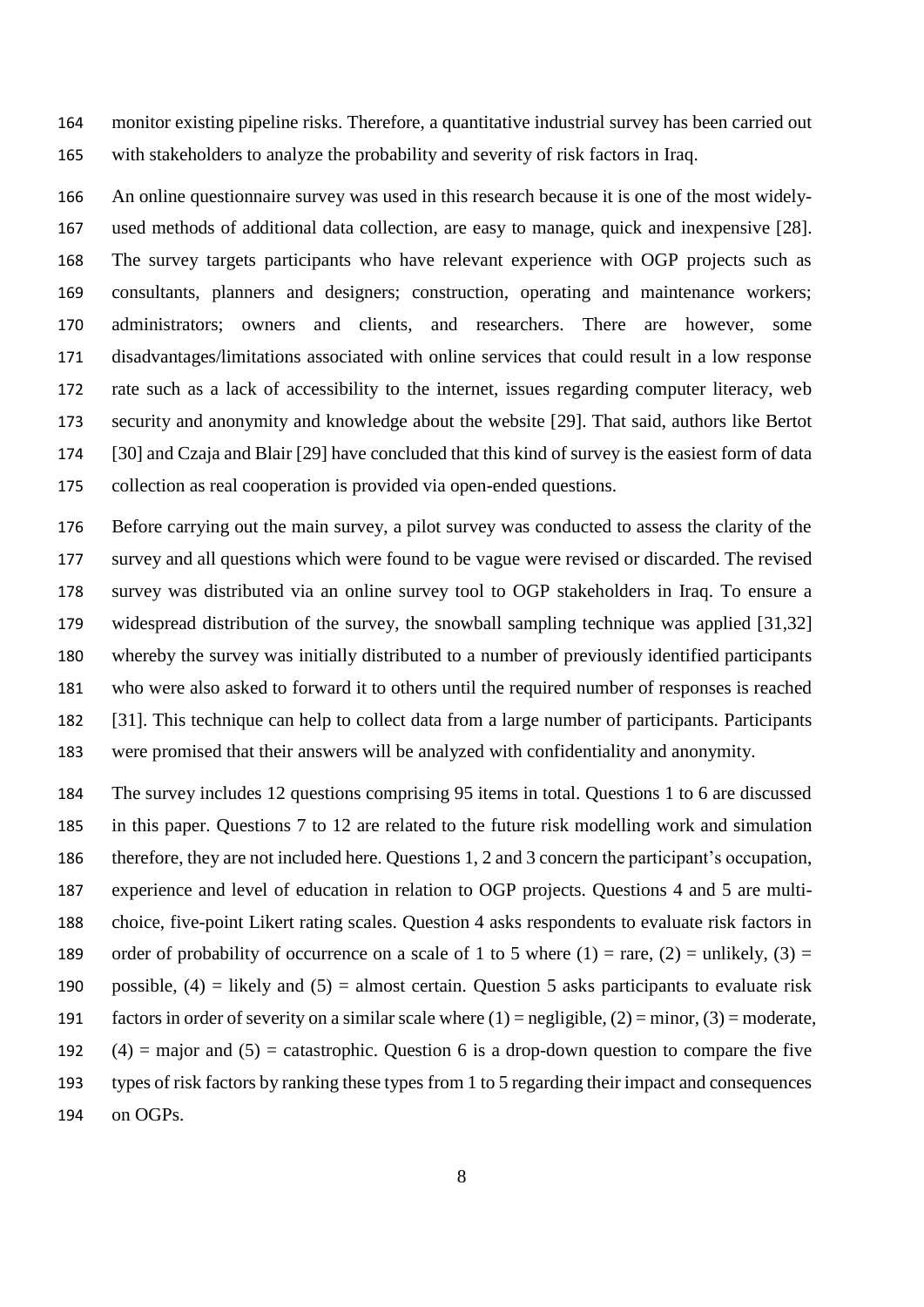monitor existing pipeline risks. Therefore, a quantitative industrial survey has been carried out with stakeholders to analyze the probability and severity of risk factors in Iraq.

An online questionnaire survey was used in this research because it is one of the most widely-used methods of additional data collection, are easy to manage, quick and inexpensive [28]. The survey targets participants who have relevant experience with OGP projects such as consultants, planners and designers; construction, operating and maintenance workers; administrators; owners and clients, and researchers. There are however, some disadvantages/limitations associated with online services that could result in a low response rate such as a lack of accessibility to the internet, issues regarding computer literacy, web security and anonymity and knowledge about the website [29]. That said, authors like Bertot [30] and Czaja and Blair [29] have concluded that this kind of survey is the easiest form of data collection as real cooperation is provided via open-ended questions.

Before carrying out the main survey, a pilot survey was conducted to assess the clarity of the survey and all questions which were found to be vague were revised or discarded. The revised survey was distributed via an online survey tool to OGP stakeholders in Iraq. To ensure a widespread distribution of the survey, the snowball sampling technique was applied [31,32] whereby the survey was initially distributed to a number of previously identified participants who were also asked to forward it to others until the required number of responses is reached [31]. This technique can help to collect data from a large number of participants. Participants were promised that their answers will be analyzed with confidentiality and anonymity.

The survey includes 12 questions comprising 95 items in total. Questions 1 to 6 are discussed in this paper. Questions 7 to 12 are related to the future risk modelling work and simulation therefore, they are not included here. Questions 1, 2 and 3 concern the participant's occupation, experience and level of education in relation to OGP projects. Questions 4 and 5 are multi-choice, five-point Likert rating scales. Question 4 asks respondents to evaluate risk factors in order of probability of occurrence on a scale of 1 to 5 where (1) = rare, (2) = unlikely, (3) = possible, (4) = likely and (5) = almost certain. Question 5 asks participants to evaluate risk factors in order of severity on a similar scale where (1) = negligible, (2) = minor, (3) = moderate, (4) = major and (5) = catastrophic. Question 6 is a drop-down question to compare the five types of risk factors by ranking these types from 1 to 5 regarding their impact and consequences on OGPs.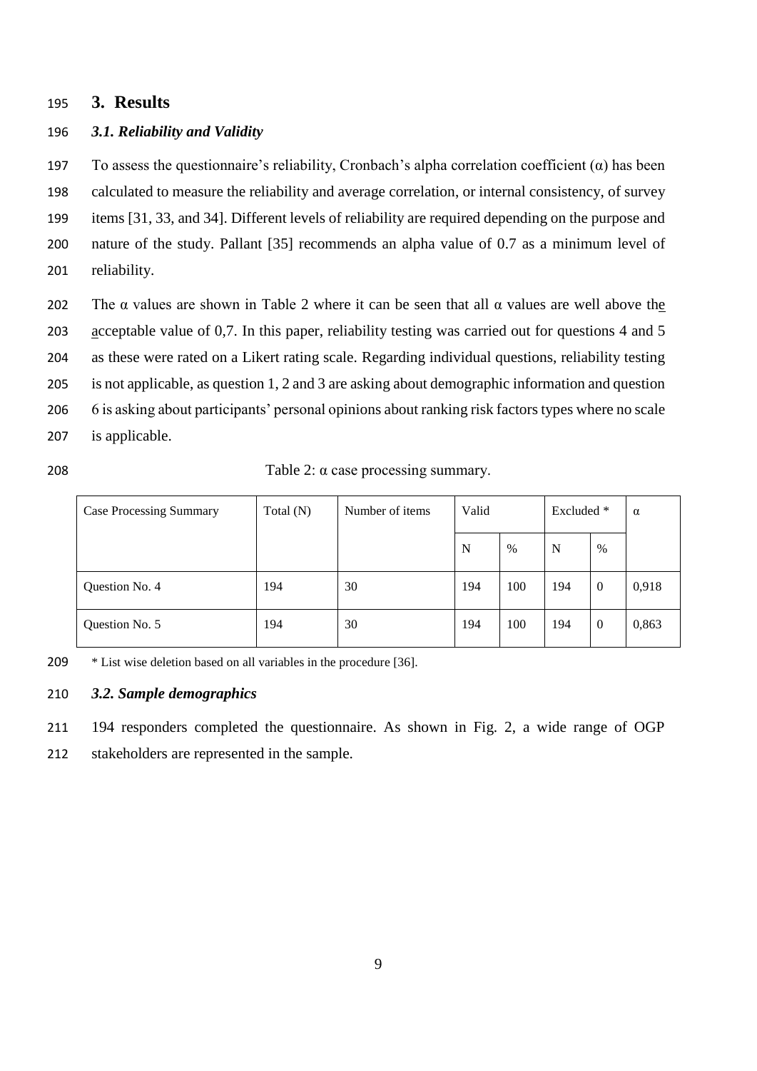# 3. Results

### *3.1. Reliability and Validity*

To assess the questionnaire's reliability, Cronbach's alpha correlation coefficient (α) has been calculated to measure the reliability and average correlation, or internal consistency, of survey items [31, 33, and 34]. Different levels of reliability are required depending on the purpose and nature of the study. Pallant [35] recommends an alpha value of 0.7 as a minimum level of reliability.

The α values are shown in Table 2 where it can be seen that all α values are well above the acceptable value of 0,7. In this paper, reliability testing was carried out for questions 4 and 5 as these were rated on a Likert rating scale. Regarding individual questions, reliability testing is not applicable, as question 1, 2 and 3 are asking about demographic information and question 6 is asking about participants' personal opinions about ranking risk factors types where no scale is applicable.

Table 2: α case processing summary.

| Case Processing Summary | Total (N) | Number of items | Valid | | Excluded * | | α |
|---|---|---|---|---|---|---|---|
| | | | N | % | N | % | |
| Question No. 4 | 194 | 30 | 194 | 100 | 194 | 0 | 0,918 |
| Question No. 5 | 194 | 30 | 194 | 100 | 194 | 0 | 0,863 |

\* List wise deletion based on all variables in the procedure [36].

### *3.2. Sample demographics*

194 responders completed the questionnaire. As shown in Fig. 2, a wide range of OGP stakeholders are represented in the sample.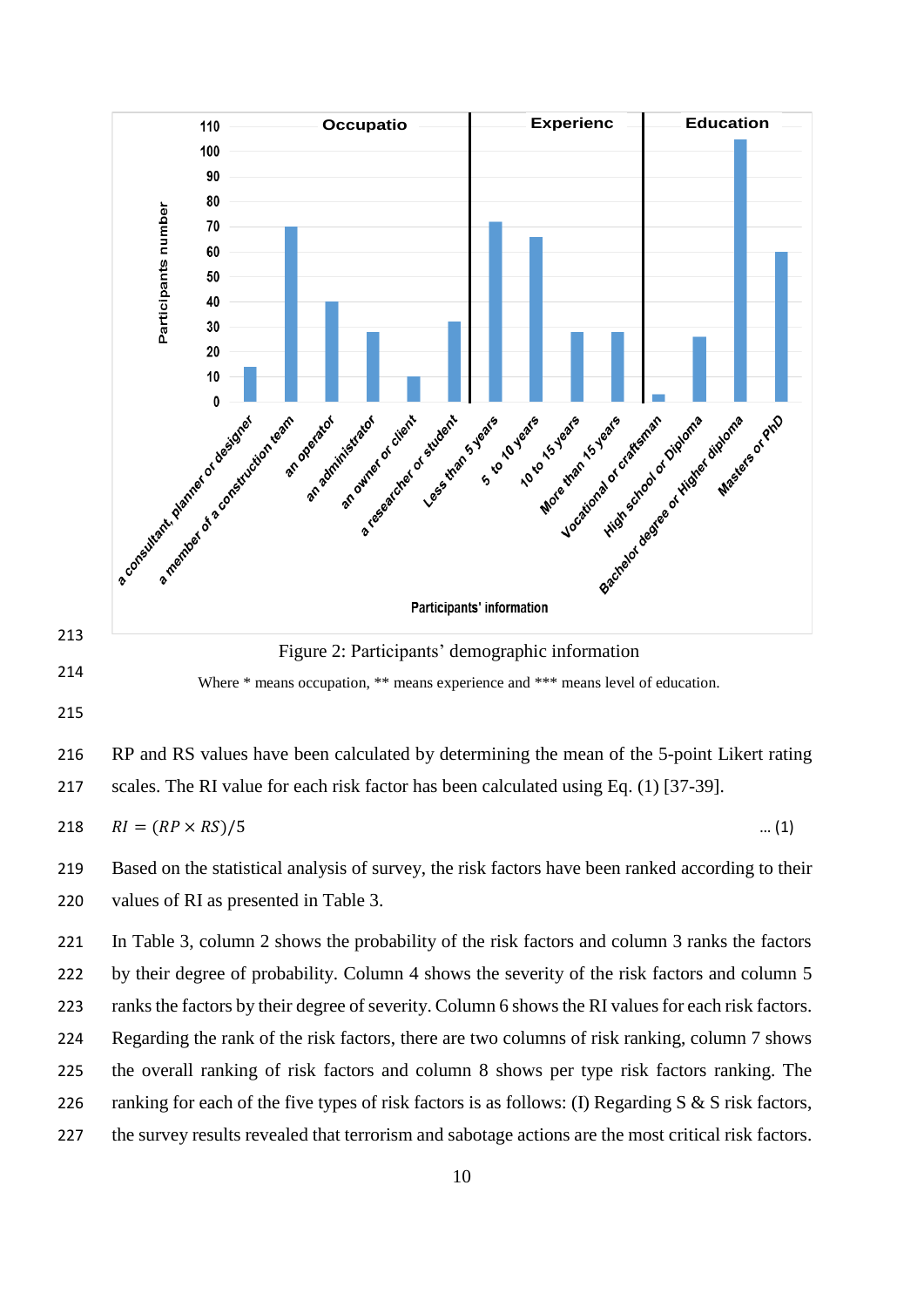Figure 2: Participants' demographic information

Where * means occupation, ** means experience and *** means level of education.

RP and RS values have been calculated by determining the mean of the 5-point Likert rating scales. The RI value for each risk factor has been calculated using Eq. (1) [37-39].

$$RI = (RP \times RS)/5 \quad \text{... (1)}$$

Based on the statistical analysis of survey, the risk factors have been ranked according to their values of RI as presented in Table 3.

In Table 3, column 2 shows the probability of the risk factors and column 3 ranks the factors by their degree of probability. Column 4 shows the severity of the risk factors and column 5 ranks the factors by their degree of severity. Column 6 shows the RI values for each risk factors. Regarding the rank of the risk factors, there are two columns of risk ranking, column 7 shows the overall ranking of risk factors and column 8 shows per type risk factors ranking. The ranking for each of the five types of risk factors is as follows: (I) Regarding S & S risk factors, the survey results revealed that terrorism and sabotage actions are the most critical risk factors.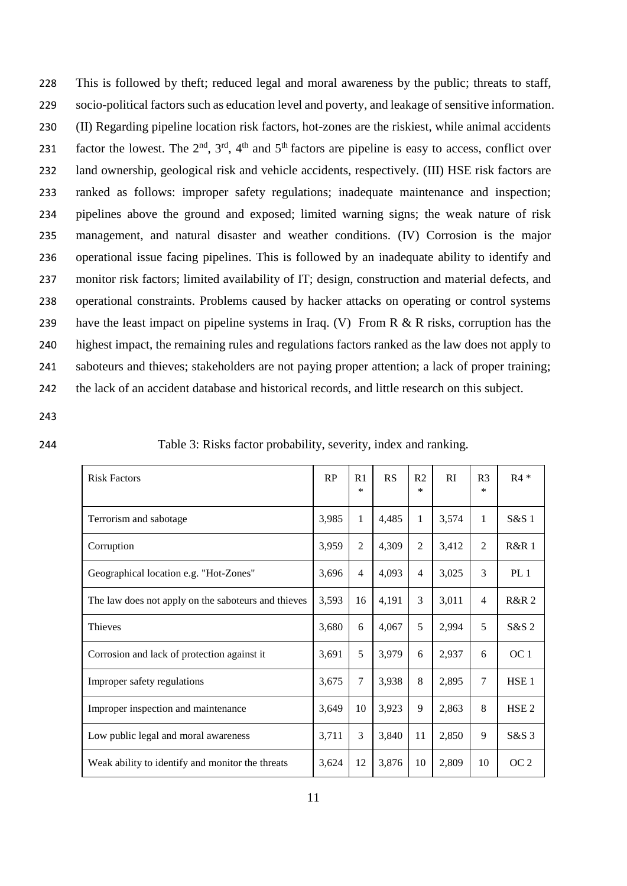This is followed by theft; reduced legal and moral awareness by the public; threats to staff, socio-political factors such as education level and poverty, and leakage of sensitive information. (II) Regarding pipeline location risk factors, hot-zones are the riskiest, while animal accidents factor the lowest. The 2[nd], 3[rd], 4[th] and 5[th] factors are pipeline is easy to access, conflict over land ownership, geological risk and vehicle accidents, respectively. (III) HSE risk factors are ranked as follows: improper safety regulations; inadequate maintenance and inspection; pipelines above the ground and exposed; limited warning signs; the weak nature of risk management, and natural disaster and weather conditions. (IV) Corrosion is the major operational issue facing pipelines. This is followed by an inadequate ability to identify and monitor risk factors; limited availability of IT; design, construction and material defects, and operational constraints. Problems caused by hacker attacks on operating or control systems have the least impact on pipeline systems in Iraq. (V) From R & R risks, corruption has the highest impact, the remaining rules and regulations factors ranked as the law does not apply to saboteurs and thieves; stakeholders are not paying proper attention; a lack of proper training; the lack of an accident database and historical records, and little research on this subject.

Table 3: Risks factor probability, severity, index and ranking.

| Risk Factors | RP | R1 * | RS | R2 * | RI | R3 * | R4 * |
|---|---|---|---|---|---|---|---|
| Terrorism and sabotage | 3,985 | 1 | 4,485 | 1 | 3,574 | 1 | S&S 1 |
| Corruption | 3,959 | 2 | 4,309 | 2 | 3,412 | 2 | R&R 1 |
| Geographical location e.g. "Hot-Zones" | 3,696 | 4 | 4,093 | 4 | 3,025 | 3 | PL 1 |
| The law does not apply on the saboteurs and thieves | 3,593 | 16 | 4,191 | 3 | 3,011 | 4 | R&R 2 |
| Thieves | 3,680 | 6 | 4,067 | 5 | 2,994 | 5 | S&S 2 |
| Corrosion and lack of protection against it | 3,691 | 5 | 3,979 | 6 | 2,937 | 6 | OC 1 |
| Improper safety regulations | 3,675 | 7 | 3,938 | 8 | 2,895 | 7 | HSE 1 |
| Improper inspection and maintenance | 3,649 | 10 | 3,923 | 9 | 2,863 | 8 | HSE 2 |
| Low public legal and moral awareness | 3,711 | 3 | 3,840 | 11 | 2,850 | 9 | S&S 3 |
| Weak ability to identify and monitor the threats | 3,624 | 12 | 3,876 | 10 | 2,809 | 10 | OC 2 |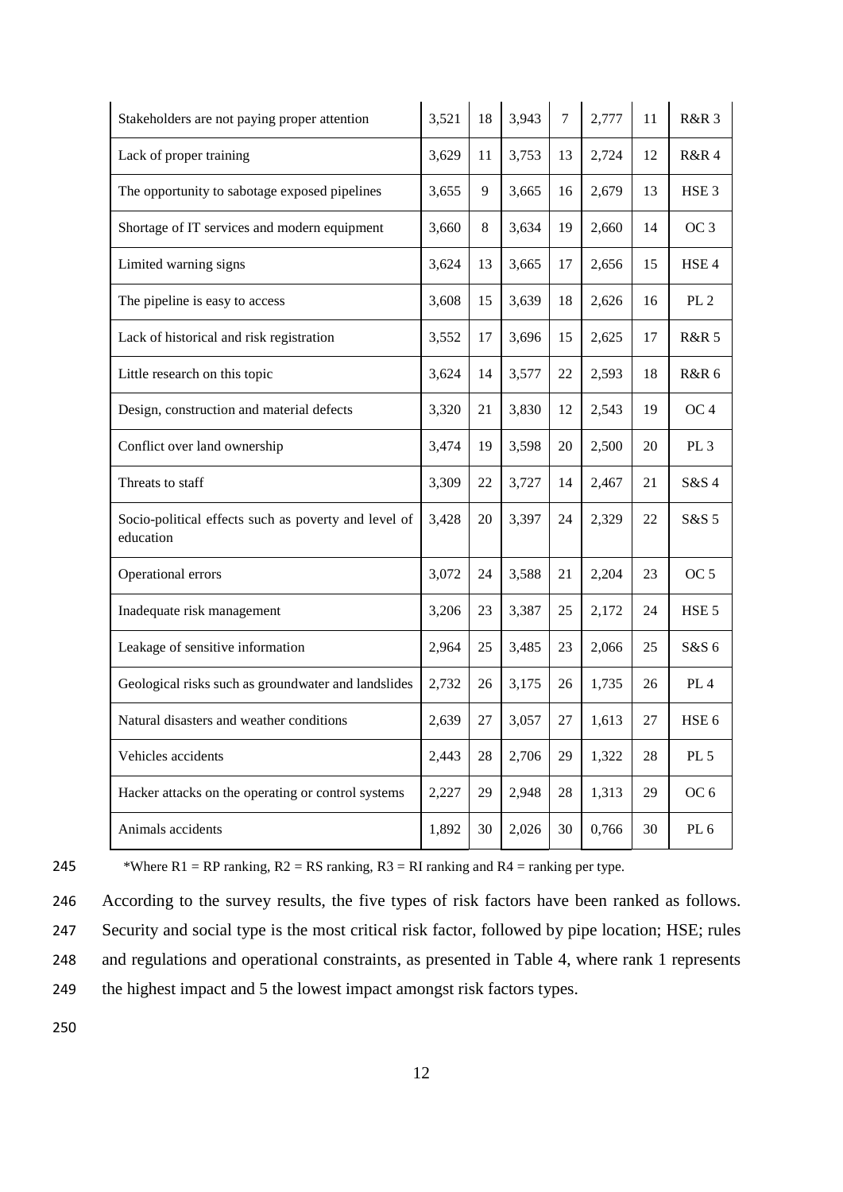| Stakeholders are not paying proper attention | 3,521 | 18 | 3,943 | 7 | 2,777 | 11 | R&R 3 |
|---|---|---|---|---|---|---|---|
| Lack of proper training | 3,629 | 11 | 3,753 | 13 | 2,724 | 12 | R&R 4 |
| The opportunity to sabotage exposed pipelines | 3,655 | 9 | 3,665 | 16 | 2,679 | 13 | HSE 3 |
| Shortage of IT services and modern equipment | 3,660 | 8 | 3,634 | 19 | 2,660 | 14 | OC 3 |
| Limited warning signs | 3,624 | 13 | 3,665 | 17 | 2,656 | 15 | HSE 4 |
| The pipeline is easy to access | 3,608 | 15 | 3,639 | 18 | 2,626 | 16 | PL 2 |
| Lack of historical and risk registration | 3,552 | 17 | 3,696 | 15 | 2,625 | 17 | R&R 5 |
| Little research on this topic | 3,624 | 14 | 3,577 | 22 | 2,593 | 18 | R&R 6 |
| Design, construction and material defects | 3,320 | 21 | 3,830 | 12 | 2,543 | 19 | OC 4 |
| Conflict over land ownership | 3,474 | 19 | 3,598 | 20 | 2,500 | 20 | PL 3 |
| Threats to staff | 3,309 | 22 | 3,727 | 14 | 2,467 | 21 | S&S 4 |
| Socio-political effects such as poverty and level of education | 3,428 | 20 | 3,397 | 24 | 2,329 | 22 | S&S 5 |
| Operational errors | 3,072 | 24 | 3,588 | 21 | 2,204 | 23 | OC 5 |
| Inadequate risk management | 3,206 | 23 | 3,387 | 25 | 2,172 | 24 | HSE 5 |
| Leakage of sensitive information | 2,964 | 25 | 3,485 | 23 | 2,066 | 25 | S&S 6 |
| Geological risks such as groundwater and landslides | 2,732 | 26 | 3,175 | 26 | 1,735 | 26 | PL 4 |
| Natural disasters and weather conditions | 2,639 | 27 | 3,057 | 27 | 1,613 | 27 | HSE 6 |
| Vehicles accidents | 2,443 | 28 | 2,706 | 29 | 1,322 | 28 | PL 5 |
| Hacker attacks on the operating or control systems | 2,227 | 29 | 2,948 | 28 | 1,313 | 29 | OC 6 |
| Animals accidents | 1,892 | 30 | 2,026 | 30 | 0,766 | 30 | PL 6 |

*Where R1 = RP ranking, R2 = RS ranking, R3 = RI ranking and R4 = ranking per type.

According to the survey results, the five types of risk factors have been ranked as follows. Security and social type is the most critical risk factor, followed by pipe location; HSE; rules and regulations and operational constraints, as presented in Table 4, where rank 1 represents the highest impact and 5 the lowest impact amongst risk factors types.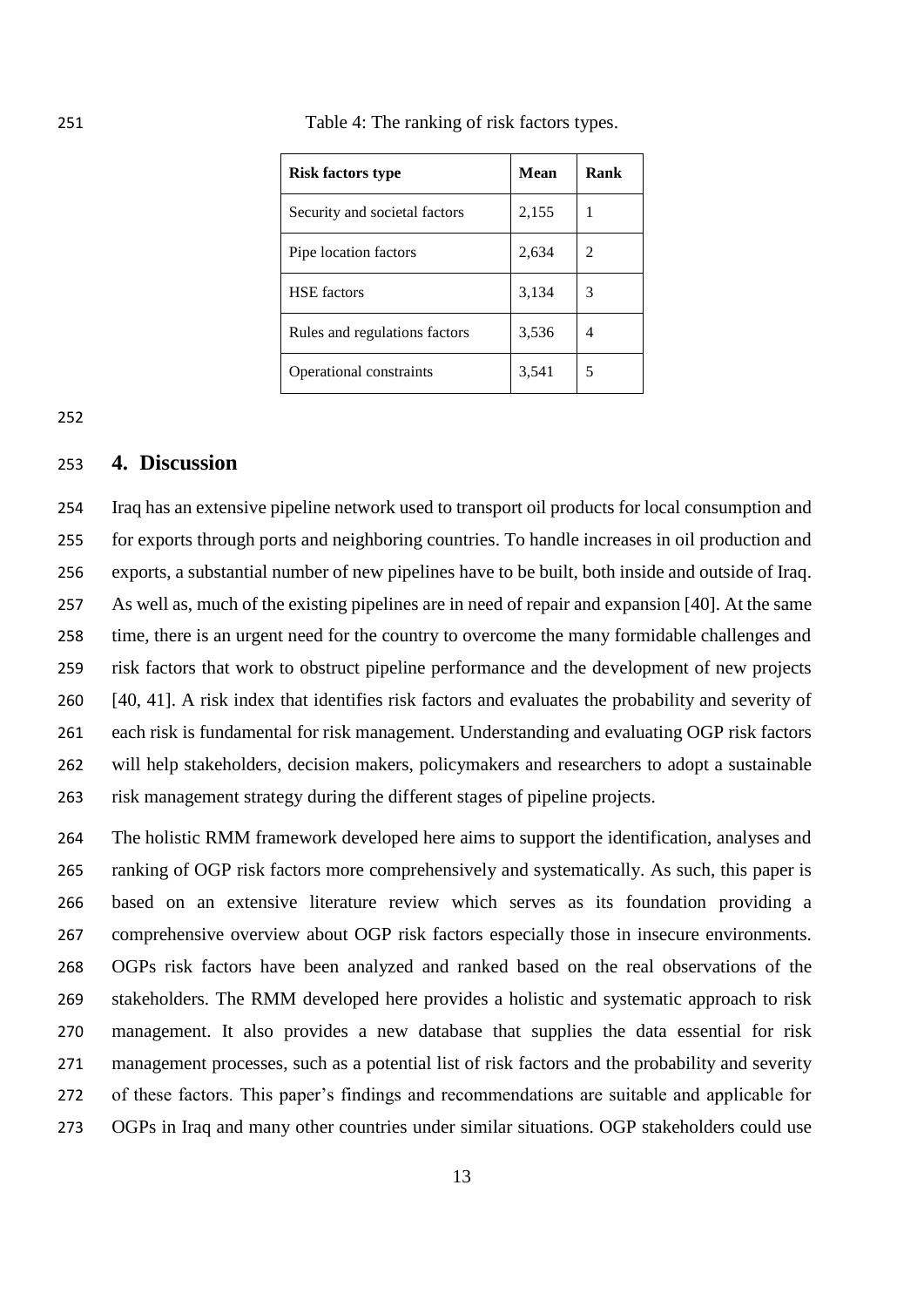Table 4: The ranking of risk factors types.

| Risk factors type | Mean | Rank |
|---|---|---|
| Security and societal factors | 2,155 | 1 |
| Pipe location factors | 2,634 | 2 |
| HSE factors | 3,134 | 3 |
| Rules and regulations factors | 3,536 | 4 |
| Operational constraints | 3,541 | 5 |

## 4. Discussion

Iraq has an extensive pipeline network used to transport oil products for local consumption and for exports through ports and neighboring countries. To handle increases in oil production and exports, a substantial number of new pipelines have to be built, both inside and outside of Iraq. As well as, much of the existing pipelines are in need of repair and expansion [40]. At the same time, there is an urgent need for the country to overcome the many formidable challenges and risk factors that work to obstruct pipeline performance and the development of new projects [40, 41]. A risk index that identifies risk factors and evaluates the probability and severity of each risk is fundamental for risk management. Understanding and evaluating OGP risk factors will help stakeholders, decision makers, policymakers and researchers to adopt a sustainable risk management strategy during the different stages of pipeline projects.

The holistic RMM framework developed here aims to support the identification, analyses and ranking of OGP risk factors more comprehensively and systematically. As such, this paper is based on an extensive literature review which serves as its foundation providing a comprehensive overview about OGP risk factors especially those in insecure environments. OGPs risk factors have been analyzed and ranked based on the real observations of the stakeholders. The RMM developed here provides a holistic and systematic approach to risk management. It also provides a new database that supplies the data essential for risk management processes, such as a potential list of risk factors and the probability and severity of these factors. This paper's findings and recommendations are suitable and applicable for OGPs in Iraq and many other countries under similar situations. OGP stakeholders could use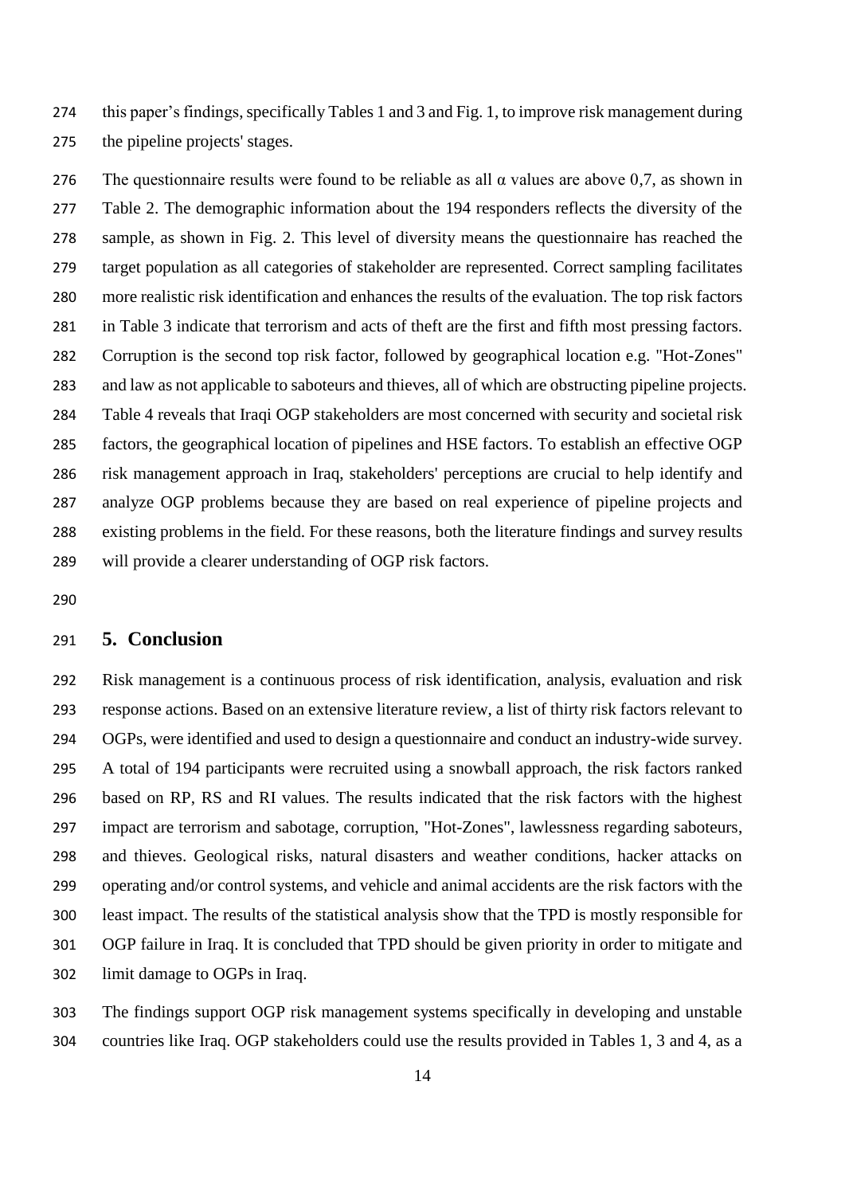this paper's findings, specifically Tables 1 and 3 and Fig. 1, to improve risk management during the pipeline projects' stages.

The questionnaire results were found to be reliable as all α values are above 0,7, as shown in Table 2. The demographic information about the 194 responders reflects the diversity of the sample, as shown in Fig. 2. This level of diversity means the questionnaire has reached the target population as all categories of stakeholder are represented. Correct sampling facilitates more realistic risk identification and enhances the results of the evaluation. The top risk factors in Table 3 indicate that terrorism and acts of theft are the first and fifth most pressing factors. Corruption is the second top risk factor, followed by geographical location e.g. "Hot-Zones" and law as not applicable to saboteurs and thieves, all of which are obstructing pipeline projects. Table 4 reveals that Iraqi OGP stakeholders are most concerned with security and societal risk factors, the geographical location of pipelines and HSE factors. To establish an effective OGP risk management approach in Iraq, stakeholders' perceptions are crucial to help identify and analyze OGP problems because they are based on real experience of pipeline projects and existing problems in the field. For these reasons, both the literature findings and survey results will provide a clearer understanding of OGP risk factors.

## 5. Conclusion

Risk management is a continuous process of risk identification, analysis, evaluation and risk response actions. Based on an extensive literature review, a list of thirty risk factors relevant to OGPs, were identified and used to design a questionnaire and conduct an industry-wide survey. A total of 194 participants were recruited using a snowball approach, the risk factors ranked based on RP, RS and RI values. The results indicated that the risk factors with the highest impact are terrorism and sabotage, corruption, "Hot-Zones", lawlessness regarding saboteurs, and thieves. Geological risks, natural disasters and weather conditions, hacker attacks on operating and/or control systems, and vehicle and animal accidents are the risk factors with the least impact. The results of the statistical analysis show that the TPD is mostly responsible for OGP failure in Iraq. It is concluded that TPD should be given priority in order to mitigate and limit damage to OGPs in Iraq.

The findings support OGP risk management systems specifically in developing and unstable countries like Iraq. OGP stakeholders could use the results provided in Tables 1, 3 and 4, as a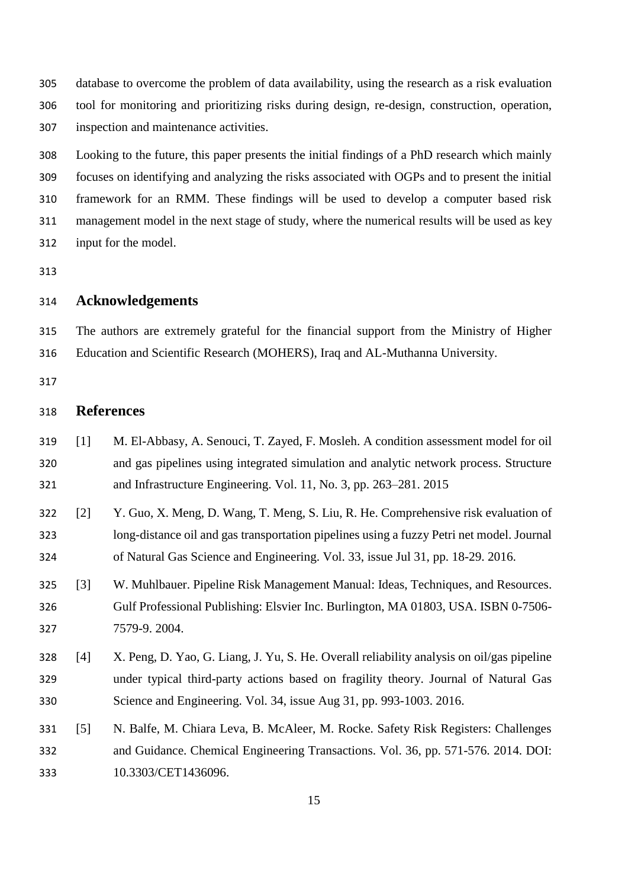database to overcome the problem of data availability, using the research as a risk evaluation tool for monitoring and prioritizing risks during design, re-design, construction, operation, inspection and maintenance activities.

Looking to the future, this paper presents the initial findings of a PhD research which mainly focuses on identifying and analyzing the risks associated with OGPs and to present the initial framework for an RMM. These findings will be used to develop a computer based risk management model in the next stage of study, where the numerical results will be used as key input for the model.

## Acknowledgements

The authors are extremely grateful for the financial support from the Ministry of Higher Education and Scientific Research (MOHERS), Iraq and AL-Muthanna University.

## References

[1] M. El-Abbasy, A. Senouci, T. Zayed, F. Mosleh. A condition assessment model for oil and gas pipelines using integrated simulation and analytic network process. Structure and Infrastructure Engineering. Vol. 11, No. 3, pp. 263–281. 2015

[2] Y. Guo, X. Meng, D. Wang, T. Meng, S. Liu, R. He. Comprehensive risk evaluation of long-distance oil and gas transportation pipelines using a fuzzy Petri net model. Journal of Natural Gas Science and Engineering. Vol. 33, issue Jul 31, pp. 18-29. 2016.

[3] W. Muhlbauer. Pipeline Risk Management Manual: Ideas, Techniques, and Resources. Gulf Professional Publishing: Elsvier Inc. Burlington, MA 01803, USA. ISBN 0-7506-7579-9. 2004.

[4] X. Peng, D. Yao, G. Liang, J. Yu, S. He. Overall reliability analysis on oil/gas pipeline under typical third-party actions based on fragility theory. Journal of Natural Gas Science and Engineering. Vol. 34, issue Aug 31, pp. 993-1003. 2016.

[5] N. Balfe, M. Chiara Leva, B. McAleer, M. Rocke. Safety Risk Registers: Challenges and Guidance. Chemical Engineering Transactions. Vol. 36, pp. 571-576. 2014. DOI: 10.3303/CET1436096.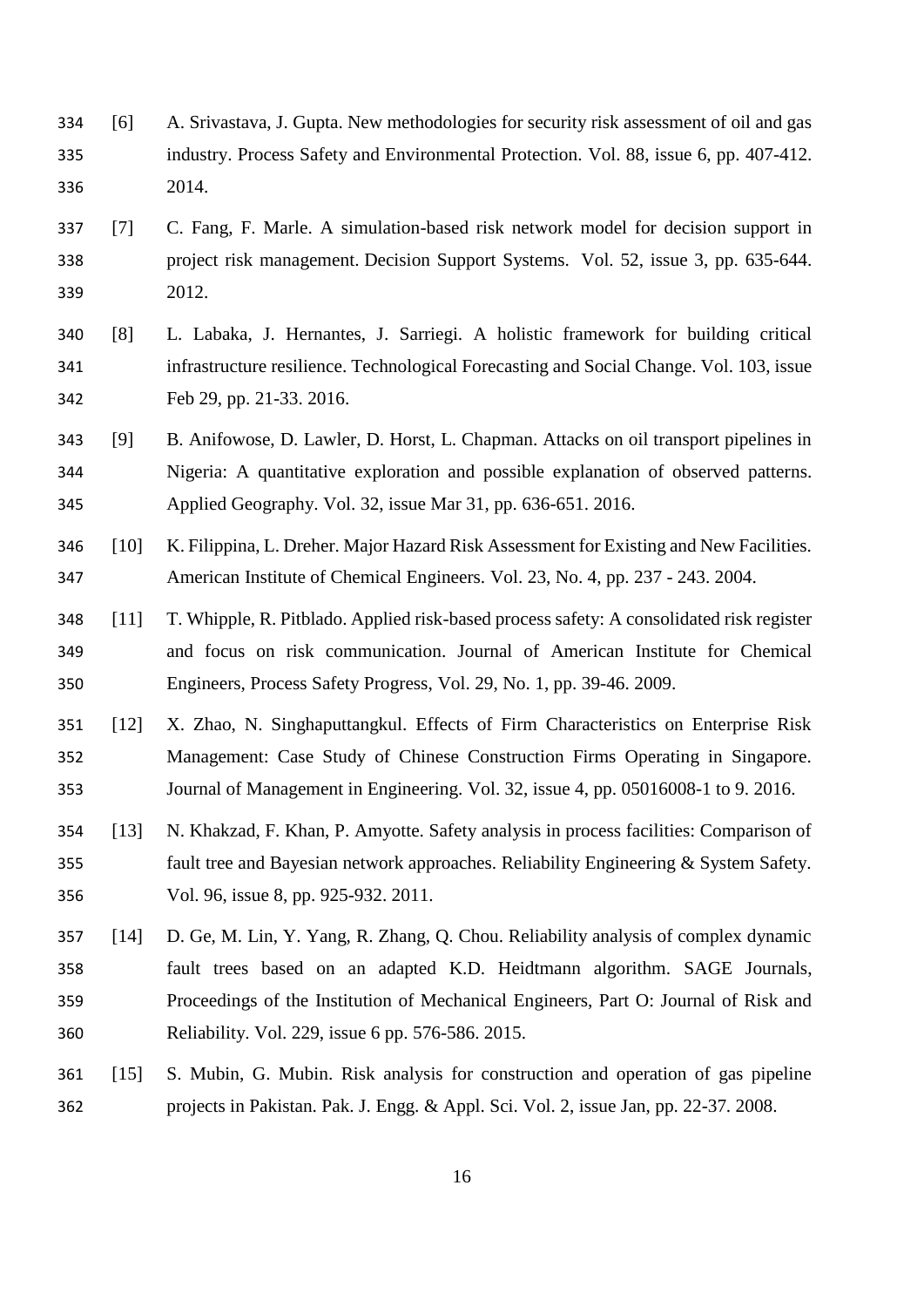[6] A. Srivastava, J. Gupta. New methodologies for security risk assessment of oil and gas industry. Process Safety and Environmental Protection. Vol. 88, issue 6, pp. 407-412. 2014.

[7] C. Fang, F. Marle. A simulation-based risk network model for decision support in project risk management. Decision Support Systems. Vol. 52, issue 3, pp. 635-644. 2012.

[8] L. Labaka, J. Hernantes, J. Sarriegi. A holistic framework for building critical infrastructure resilience. Technological Forecasting and Social Change. Vol. 103, issue Feb 29, pp. 21-33. 2016.

[9] B. Anifowose, D. Lawler, D. Horst, L. Chapman. Attacks on oil transport pipelines in Nigeria: A quantitative exploration and possible explanation of observed patterns. Applied Geography. Vol. 32, issue Mar 31, pp. 636-651. 2016.

[10] K. Filippina, L. Dreher. Major Hazard Risk Assessment for Existing and New Facilities. American Institute of Chemical Engineers. Vol. 23, No. 4, pp. 237 - 243. 2004.

[11] T. Whipple, R. Pitblado. Applied risk-based process safety: A consolidated risk register and focus on risk communication. Journal of American Institute for Chemical Engineers, Process Safety Progress, Vol. 29, No. 1, pp. 39-46. 2009.

[12] X. Zhao, N. Singhaputtangkul. Effects of Firm Characteristics on Enterprise Risk Management: Case Study of Chinese Construction Firms Operating in Singapore. Journal of Management in Engineering. Vol. 32, issue 4, pp. 05016008-1 to 9. 2016.

[13] N. Khakzad, F. Khan, P. Amyotte. Safety analysis in process facilities: Comparison of fault tree and Bayesian network approaches. Reliability Engineering & System Safety. Vol. 96, issue 8, pp. 925-932. 2011.

[14] D. Ge, M. Lin, Y. Yang, R. Zhang, Q. Chou. Reliability analysis of complex dynamic fault trees based on an adapted K.D. Heidtmann algorithm. SAGE Journals, Proceedings of the Institution of Mechanical Engineers, Part O: Journal of Risk and Reliability. Vol. 229, issue 6 pp. 576-586. 2015.

[15] S. Mubin, G. Mubin. Risk analysis for construction and operation of gas pipeline projects in Pakistan. Pak. J. Engg. & Appl. Sci. Vol. 2, issue Jan, pp. 22-37. 2008.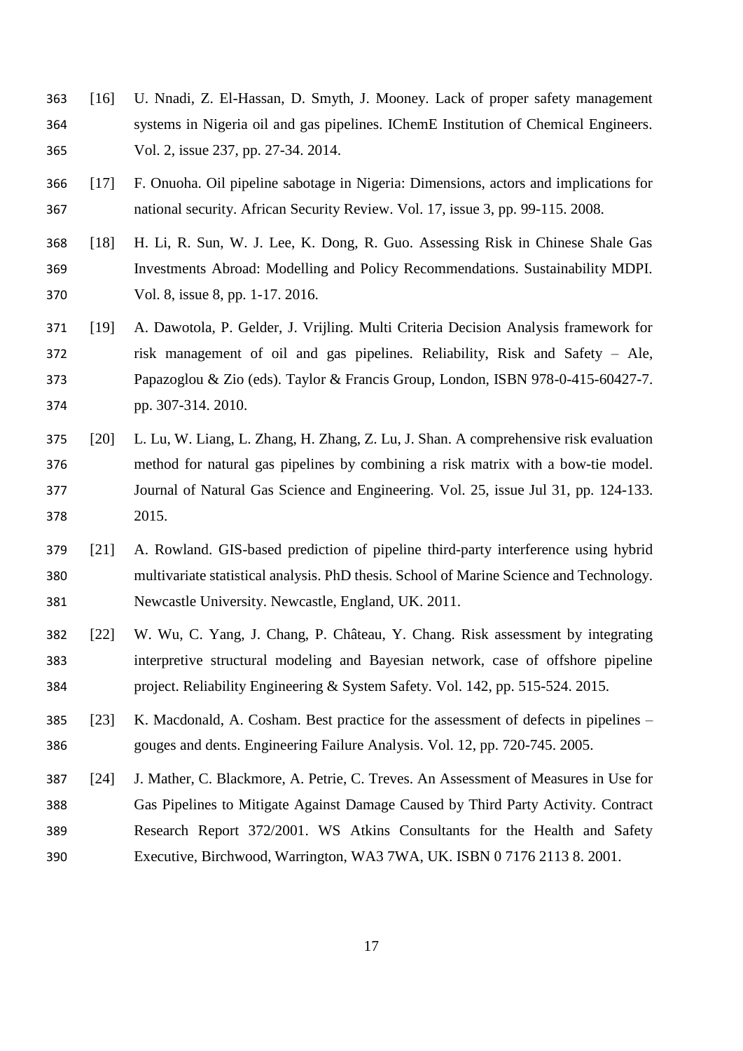[16] U. Nnadi, Z. El-Hassan, D. Smyth, J. Mooney. Lack of proper safety management systems in Nigeria oil and gas pipelines. IChemE Institution of Chemical Engineers. Vol. 2, issue 237, pp. 27-34. 2014.

[17] F. Onuoha. Oil pipeline sabotage in Nigeria: Dimensions, actors and implications for national security. African Security Review. Vol. 17, issue 3, pp. 99-115. 2008.

[18] H. Li, R. Sun, W. J. Lee, K. Dong, R. Guo. Assessing Risk in Chinese Shale Gas Investments Abroad: Modelling and Policy Recommendations. Sustainability MDPI. Vol. 8, issue 8, pp. 1-17. 2016.

[19] A. Dawotola, P. Gelder, J. Vrijling. Multi Criteria Decision Analysis framework for risk management of oil and gas pipelines. Reliability, Risk and Safety – Ale, Papazoglou & Zio (eds). Taylor & Francis Group, London, ISBN 978-0-415-60427-7. pp. 307-314. 2010.

[20] L. Lu, W. Liang, L. Zhang, H. Zhang, Z. Lu, J. Shan. A comprehensive risk evaluation method for natural gas pipelines by combining a risk matrix with a bow-tie model. Journal of Natural Gas Science and Engineering. Vol. 25, issue Jul 31, pp. 124-133. 2015.

[21] A. Rowland. GIS-based prediction of pipeline third-party interference using hybrid multivariate statistical analysis. PhD thesis. School of Marine Science and Technology. Newcastle University. Newcastle, England, UK. 2011.

[22] W. Wu, C. Yang, J. Chang, P. Château, Y. Chang. Risk assessment by integrating interpretive structural modeling and Bayesian network, case of offshore pipeline project. Reliability Engineering & System Safety. Vol. 142, pp. 515-524. 2015.

[23] K. Macdonald, A. Cosham. Best practice for the assessment of defects in pipelines – gouges and dents. Engineering Failure Analysis. Vol. 12, pp. 720-745. 2005.

[24] J. Mather, C. Blackmore, A. Petrie, C. Treves. An Assessment of Measures in Use for Gas Pipelines to Mitigate Against Damage Caused by Third Party Activity. Contract Research Report 372/2001. WS Atkins Consultants for the Health and Safety Executive, Birchwood, Warrington, WA3 7WA, UK. ISBN 0 7176 2113 8. 2001.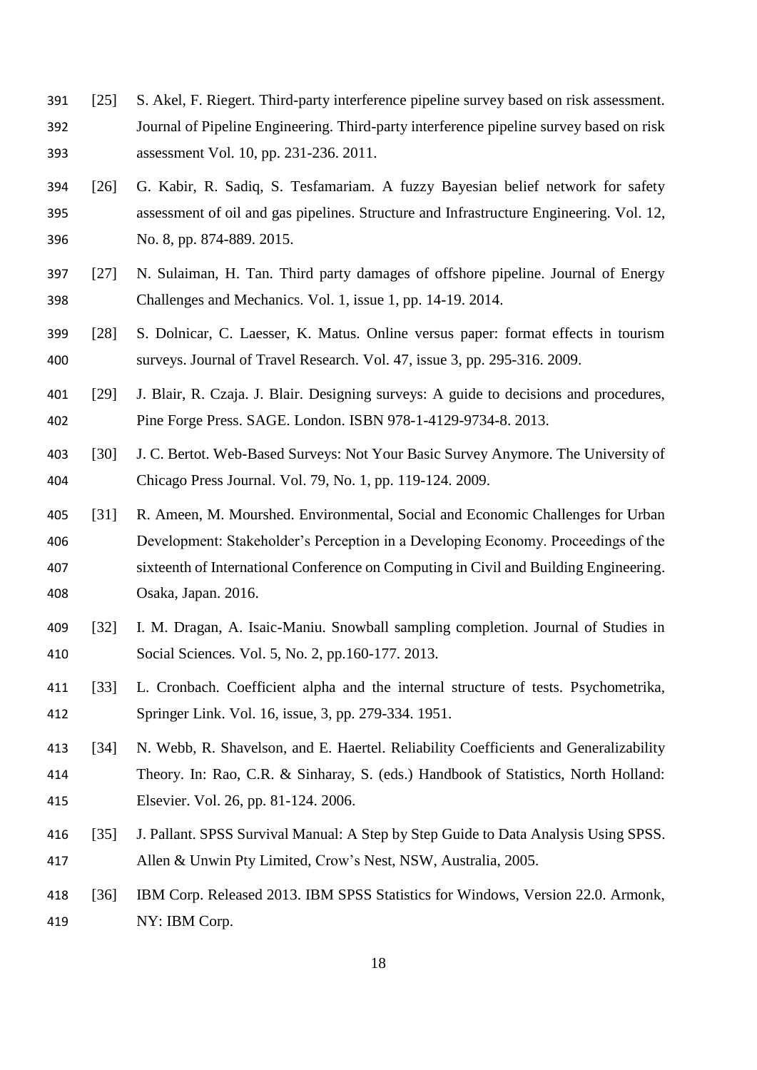[25] S. Akel, F. Riegert. Third-party interference pipeline survey based on risk assessment. Journal of Pipeline Engineering. Third-party interference pipeline survey based on risk assessment Vol. 10, pp. 231-236. 2011.

[26] G. Kabir, R. Sadiq, S. Tesfamariam. A fuzzy Bayesian belief network for safety assessment of oil and gas pipelines. Structure and Infrastructure Engineering. Vol. 12, No. 8, pp. 874-889. 2015.

[27] N. Sulaiman, H. Tan. Third party damages of offshore pipeline. Journal of Energy Challenges and Mechanics. Vol. 1, issue 1, pp. 14-19. 2014.

[28] S. Dolnicar, C. Laesser, K. Matus. Online versus paper: format effects in tourism surveys. Journal of Travel Research. Vol. 47, issue 3, pp. 295-316. 2009.

[29] J. Blair, R. Czaja. J. Blair. Designing surveys: A guide to decisions and procedures, Pine Forge Press. SAGE. London. ISBN 978-1-4129-9734-8. 2013.

[30] J. C. Bertot. Web-Based Surveys: Not Your Basic Survey Anymore. The University of Chicago Press Journal. Vol. 79, No. 1, pp. 119-124. 2009.

[31] R. Ameen, M. Mourshed. Environmental, Social and Economic Challenges for Urban Development: Stakeholder's Perception in a Developing Economy. Proceedings of the sixteenth of International Conference on Computing in Civil and Building Engineering. Osaka, Japan. 2016.

[32] I. M. Dragan, A. Isaic-Maniu. Snowball sampling completion. Journal of Studies in Social Sciences. Vol. 5, No. 2, pp.160-177. 2013.

[33] L. Cronbach. Coefficient alpha and the internal structure of tests. Psychometrika, Springer Link. Vol. 16, issue, 3, pp. 279-334. 1951.

[34] N. Webb, R. Shavelson, and E. Haertel. Reliability Coefficients and Generalizability Theory. In: Rao, C.R. & Sinharay, S. (eds.) Handbook of Statistics, North Holland: Elsevier. Vol. 26, pp. 81-124. 2006.

[35] J. Pallant. SPSS Survival Manual: A Step by Step Guide to Data Analysis Using SPSS. Allen & Unwin Pty Limited, Crow's Nest, NSW, Australia, 2005.

[36] IBM Corp. Released 2013. IBM SPSS Statistics for Windows, Version 22.0. Armonk, NY: IBM Corp.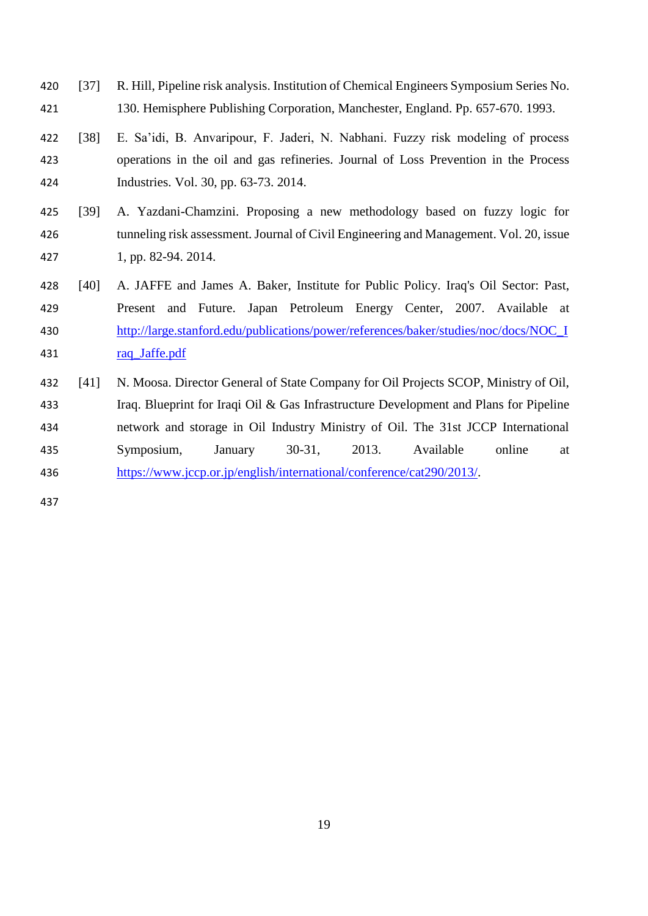[37] R. Hill, Pipeline risk analysis. Institution of Chemical Engineers Symposium Series No. 130. Hemisphere Publishing Corporation, Manchester, England. Pp. 657-670. 1993.

[38] E. Sa'idi, B. Anvaripour, F. Jaderi, N. Nabhani. Fuzzy risk modeling of process operations in the oil and gas refineries. Journal of Loss Prevention in the Process Industries. Vol. 30, pp. 63-73. 2014.

[39] A. Yazdani-Chamzini. Proposing a new methodology based on fuzzy logic for tunneling risk assessment. Journal of Civil Engineering and Management. Vol. 20, issue 1, pp. 82-94. 2014.

[40] A. JAFFE and James A. Baker, Institute for Public Policy. Iraq's Oil Sector: Past, Present and Future. Japan Petroleum Energy Center, 2007. Available at http://large.stanford.edu/publications/power/references/baker/studies/noc/docs/NOC_Iraq_Jaffe.pdf

[41] N. Moosa. Director General of State Company for Oil Projects SCOP, Ministry of Oil, Iraq. Blueprint for Iraqi Oil & Gas Infrastructure Development and Plans for Pipeline network and storage in Oil Industry Ministry of Oil. The 31st JCCP International Symposium, January 30-31, 2013. Available online at https://www.jccp.or.jp/english/international/conference/cat290/2013/.